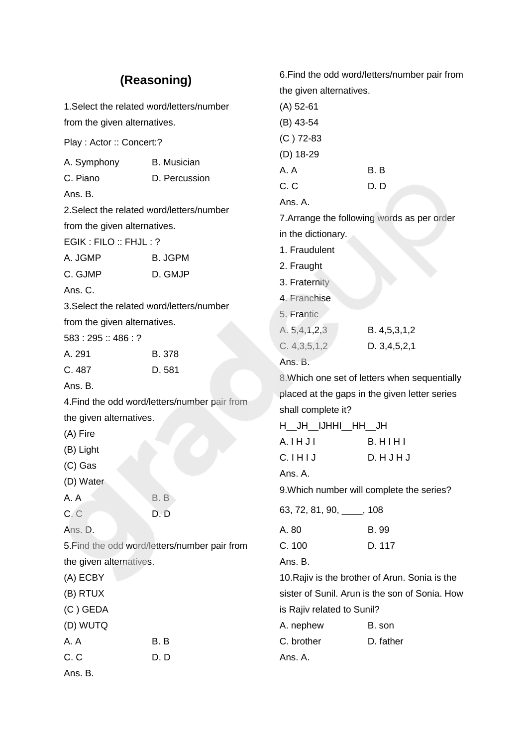# (Reasoning)

1.Select the related word/letters/number from the given alternatives.

Play : Actor :: Concert:?

A. Symphony B. Musician

C. Piano D. Percussion

Ans. B.

2.Select the related word/letters/number from the given alternatives.

EGIK : FILO :: FHJL : ?

A. JGMP B. JGPM

C. GJMP D. GMJP

Ans. C.

3.Select the related word/letters/number from the given alternatives.

583 : 295 :: 486 : ?

A. 291 B. 378

C. 487 D. 581

Ans. B.

4.Find the odd word/letters/number pair from the given alternatives.

(A) Fire

(B) Light

(C) Gas

(D) Water

A. A B. B

C. C D. D

Ans. D.

5.Find the odd word/letters/number pair from the given alternatives.

(A) ECBY

(B) RTUX

(C ) GEDA

(D) WUTQ

A. A B. B

C. C D. D

Ans. B.

6.Find the odd word/letters/number pair from the given alternatives.

(A) 52-61

(B) 43-54

(C ) 72-83

(D) 18-29

A. A B. B

C. C D. D

Ans. A.

7.Arrange the following words as per order in the dictionary.

1. Fraudulent
2. Fraught
3. Fraternity
4. Franchise
5. Frantic

A. 5,4,1,2,3 B. 4,5,3,1,2

C. 4,3,5,1,2 D. 3,4,5,2,1

Ans. B.

8.Which one set of letters when sequentially placed at the gaps in the given letter series shall complete it?

H__JH__IJHHI__HH__JH

A. I H J I B. H I H I

C. I H I J D. H J H J

Ans. A.

9.Which number will complete the series?

63, 72, 81, 90, ____, 108

A. 80 B. 99

C. 100 D. 117

Ans. B.

10.Rajiv is the brother of Arun. Sonia is the sister of Sunil. Arun is the son of Sonia. How is Rajiv related to Sunil?

A. nephew B. son

C. brother D. father

Ans. A.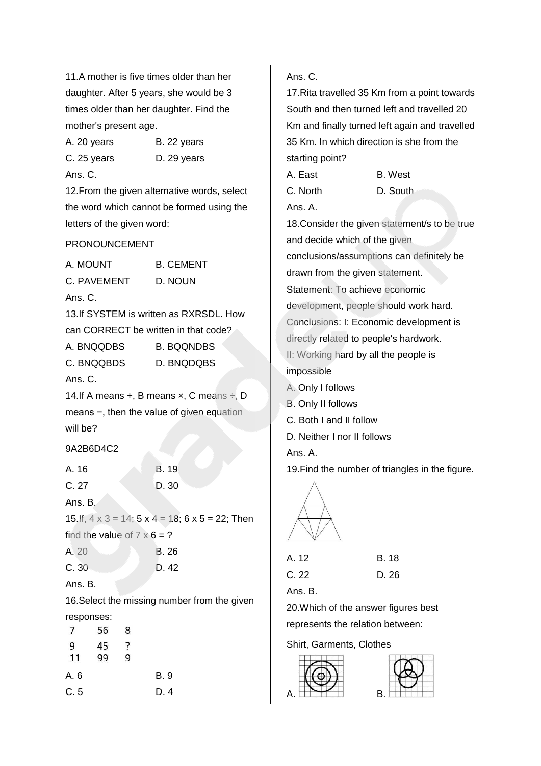11.A mother is five times older than her daughter. After 5 years, she would be 3 times older than her daughter. Find the mother's present age.

A. 20 years B. 22 years

C. 25 years D. 29 years

Ans. C.

12.From the given alternative words, select the word which cannot be formed using the letters of the given word:

PRONOUNCEMENT

A. MOUNT B. CEMENT

C. PAVEMENT D. NOUN

Ans. C.

13.If SYSTEM is written as RXRSDL. How can CORRECT be written in that code?

A. BNQQDBS B. BQQNDBS

C. BNQQBDS D. BNQDQBS

Ans. C.

14.If A means +, B means ×, C means ÷, D means −, then the value of given equation will be?

9A2B6D4C2

A. 16 B. 19

C. 27 D. 30

Ans. B.

15.If, 4 x 3 = 14; 5 x 4 = 18; 6 x 5 = 22; Then find the value of 7 x 6 = ?

A. 20 B. 26

C. 30 D. 42

Ans. B.

16.Select the missing number from the given responses:

| | | |
|---|---|---|
| 7 | 56 | 8 |
| 9 | 45 | ? |
| 11 | 99 | 9 |

A. 6 B. 9

C. 5 D. 4

Ans. C.

17.Rita travelled 35 Km from a point towards South and then turned left and travelled 20 Km and finally turned left again and travelled 35 Km. In which direction is she from the starting point?

A. East B. West

C. North D. South

Ans. A.

18.Consider the given statement/s to be true and decide which of the given conclusions/assumptions can definitely be drawn from the given statement.

Statement: To achieve economic development, people should work hard.

Conclusions: I: Economic development is directly related to people's hardwork.

II: Working hard by all the people is impossible

A. Only I follows

B. Only II follows

C. Both I and II follow

D. Neither I nor II follows

Ans. A.

19.Find the number of triangles in the figure.

A. 12 B. 18

C. 22 D. 26

Ans. B.

20.Which of the answer figures best represents the relation between:

Shirt, Garments, Clothes

A. B.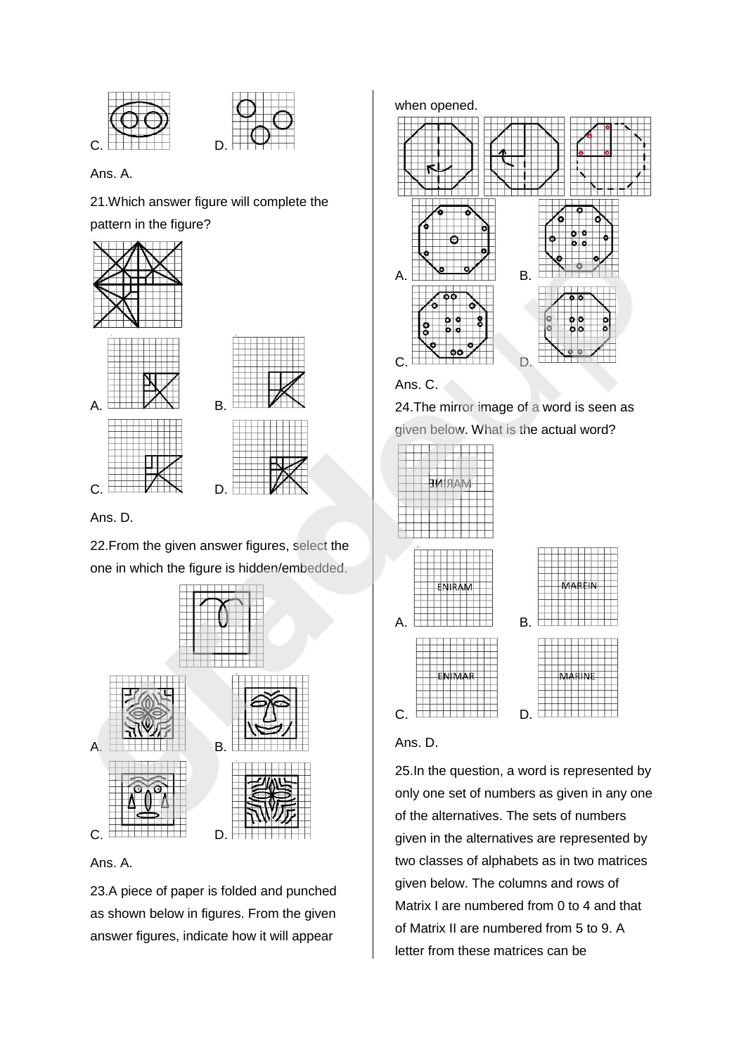C.

D.

Ans. A.

21.Which answer figure will complete the pattern in the figure?

A.

B.

C.

D.

Ans. D.

22.From the given answer figures, select the one in which the figure is hidden/embedded.

A.

B.

C.

D.

Ans. A.

23.A piece of paper is folded and punched as shown below in figures. From the given answer figures, indicate how it will appear when opened.

A.

B.

C.

D.

Ans. C.

24.The mirror image of a word is seen as given below. What is the actual word?

A. ENIRAM

B. MAREIN

C. ENIMAR

D. MARINE

Ans. D.

25.In the question, a word is represented by only one set of numbers as given in any one of the alternatives. The sets of numbers given in the alternatives are represented by two classes of alphabets as in two matrices given below. The columns and rows of Matrix I are numbered from 0 to 4 and that of Matrix II are numbered from 5 to 9. A letter from these matrices can be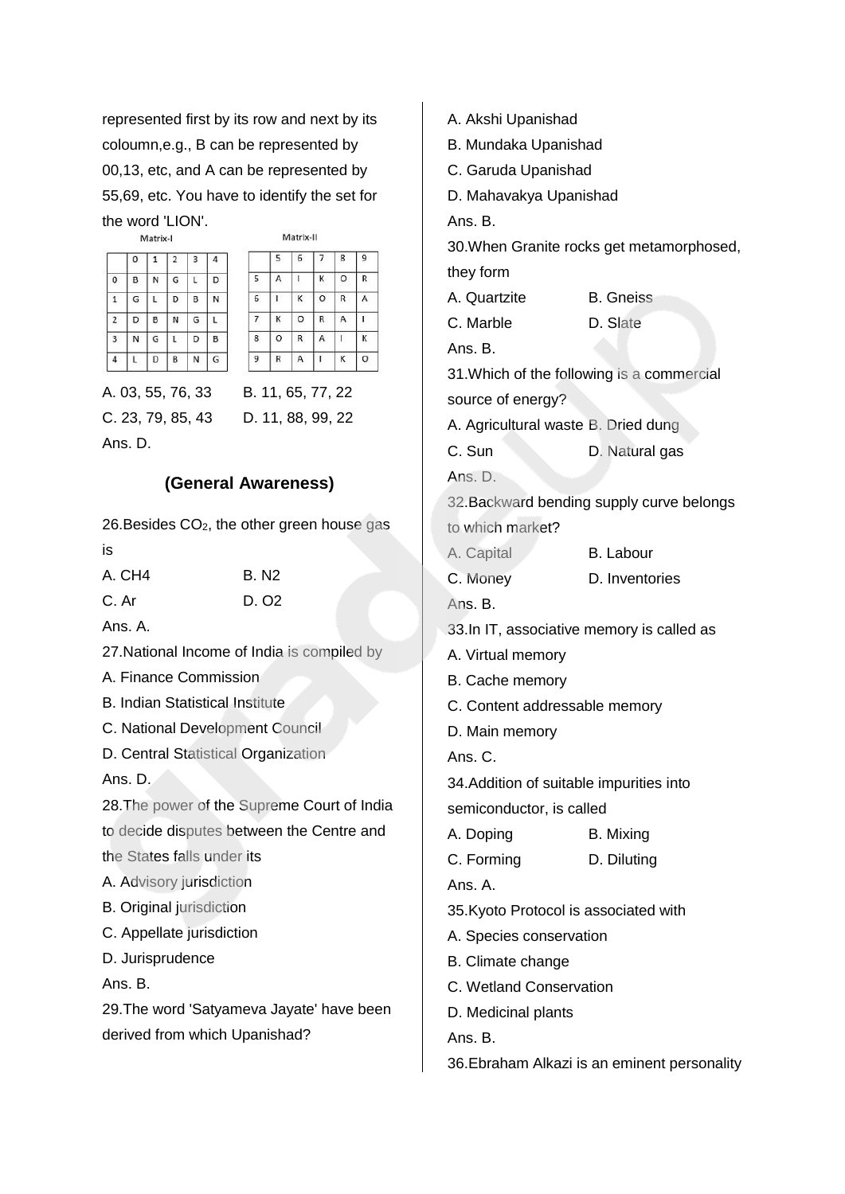represented first by its row and next by its coloumn,e.g., B can be represented by 00,13, etc, and A can be represented by 55,69, etc. You have to identify the set for the word 'LION'.

Matrix-I

| | 0 | 1 | 2 | 3 | 4 |
|---|---|---|---|---|---|
| 0 | B | N | G | L | D |
| 1 | G | L | D | B | N |
| 2 | D | B | N | G | L |
| 3 | N | G | L | D | B |
| 4 | L | D | B | N | G |

Matrix-II

| | 5 | 6 | 7 | 8 | 9 |
|---|---|---|---|---|---|
| 5 | A | I | K | O | R |
| 6 | I | K | O | R | A |
| 7 | K | O | R | A | I |
| 8 | O | R | A | I | K |
| 9 | R | A | I | K | O |

A. 03, 55, 76, 33  B. 11, 65, 77, 22

C. 23, 79, 85, 43  D. 11, 88, 99, 22

Ans. D.

## (General Awareness)

26.Besides $CO_2$, the other green house gas is

A. CH4  B. N2

C. Ar  D. O2

Ans. A.

27.National Income of India is compiled by

A. Finance Commission

B. Indian Statistical Institute

C. National Development Council

D. Central Statistical Organization

Ans. D.

28.The power of the Supreme Court of India to decide disputes between the Centre and the States falls under its

A. Advisory jurisdiction

B. Original jurisdiction

C. Appellate jurisdiction

D. Jurisprudence

Ans. B.

29.The word 'Satyameva Jayate' have been derived from which Upanishad?

A. Akshi Upanishad

B. Mundaka Upanishad

C. Garuda Upanishad

D. Mahavakya Upanishad

Ans. B.

30.When Granite rocks get metamorphosed, they form

A. Quartzite  B. Gneiss

C. Marble  D. Slate

Ans. B.

31.Which of the following is a commercial source of energy?

A. Agricultural waste B. Dried dung

C. Sun  D. Natural gas

Ans. D.

32.Backward bending supply curve belongs to which market?

A. Capital  B. Labour

C. Money  D. Inventories

Ans. B.

33.In IT, associative memory is called as

A. Virtual memory

B. Cache memory

C. Content addressable memory

D. Main memory

Ans. C.

34.Addition of suitable impurities into semiconductor, is called

A. Doping  B. Mixing

C. Forming  D. Diluting

Ans. A.

35.Kyoto Protocol is associated with

A. Species conservation

B. Climate change

C. Wetland Conservation

D. Medicinal plants

Ans. B.

36.Ebraham Alkazi is an eminent personality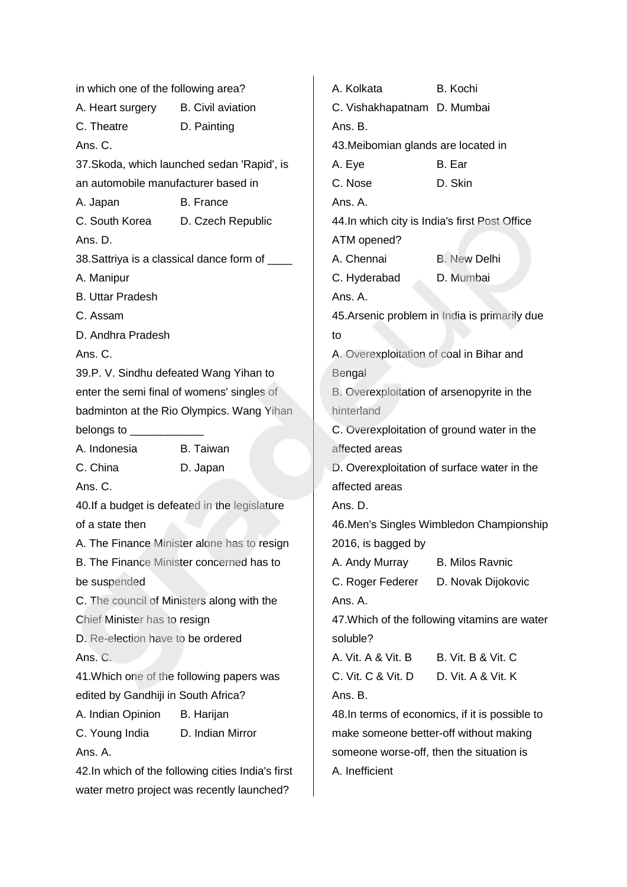in which one of the following area?

A. Heart surgery B. Civil aviation

C. Theatre D. Painting

Ans. C.

37.Skoda, which launched sedan 'Rapid', is an automobile manufacturer based in

A. Japan B. France

C. South Korea D. Czech Republic

Ans. D.

38.Sattriya is a classical dance form of ____

A. Manipur

B. Uttar Pradesh

C. Assam

D. Andhra Pradesh

Ans. C.

39.P. V. Sindhu defeated Wang Yihan to enter the semi final of womens' singles of badminton at the Rio Olympics. Wang Yihan belongs to ____________

A. Indonesia B. Taiwan

C. China D. Japan

Ans. C.

40.If a budget is defeated in the legislature of a state then

A. The Finance Minister alone has to resign

B. The Finance Minister concerned has to be suspended

C. The council of Ministers along with the Chief Minister has to resign

D. Re-election have to be ordered

Ans. C.

41.Which one of the following papers was edited by Gandhiji in South Africa?

A. Indian Opinion B. Harijan

C. Young India D. Indian Mirror

Ans. A.

42.In which of the following cities India's first water metro project was recently launched?

A. Kolkata B. Kochi

C. Vishakhapatnam D. Mumbai

Ans. B.

43.Meibomian glands are located in

A. Eye B. Ear

C. Nose D. Skin

Ans. A.

44.In which city is India's first Post Office ATM opened?

A. Chennai B. New Delhi

C. Hyderabad D. Mumbai

Ans. A.

45.Arsenic problem in India is primarily due to

A. Overexploitation of coal in Bihar and Bengal

B. Overexploitation of arsenopyrite in the hinterland

C. Overexploitation of ground water in the affected areas

D. Overexploitation of surface water in the affected areas

Ans. D.

46.Men's Singles Wimbledon Championship 2016, is bagged by

A. Andy Murray B. Milos Ravnic

C. Roger Federer D. Novak Dijokovic

Ans. A.

47.Which of the following vitamins are water soluble?

A. Vit. A & Vit. B B. Vit. B & Vit. C

C. Vit. C & Vit. D D. Vit. A & Vit. K

Ans. B.

48.In terms of economics, if it is possible to make someone better-off without making someone worse-off, then the situation is

A. Inefficient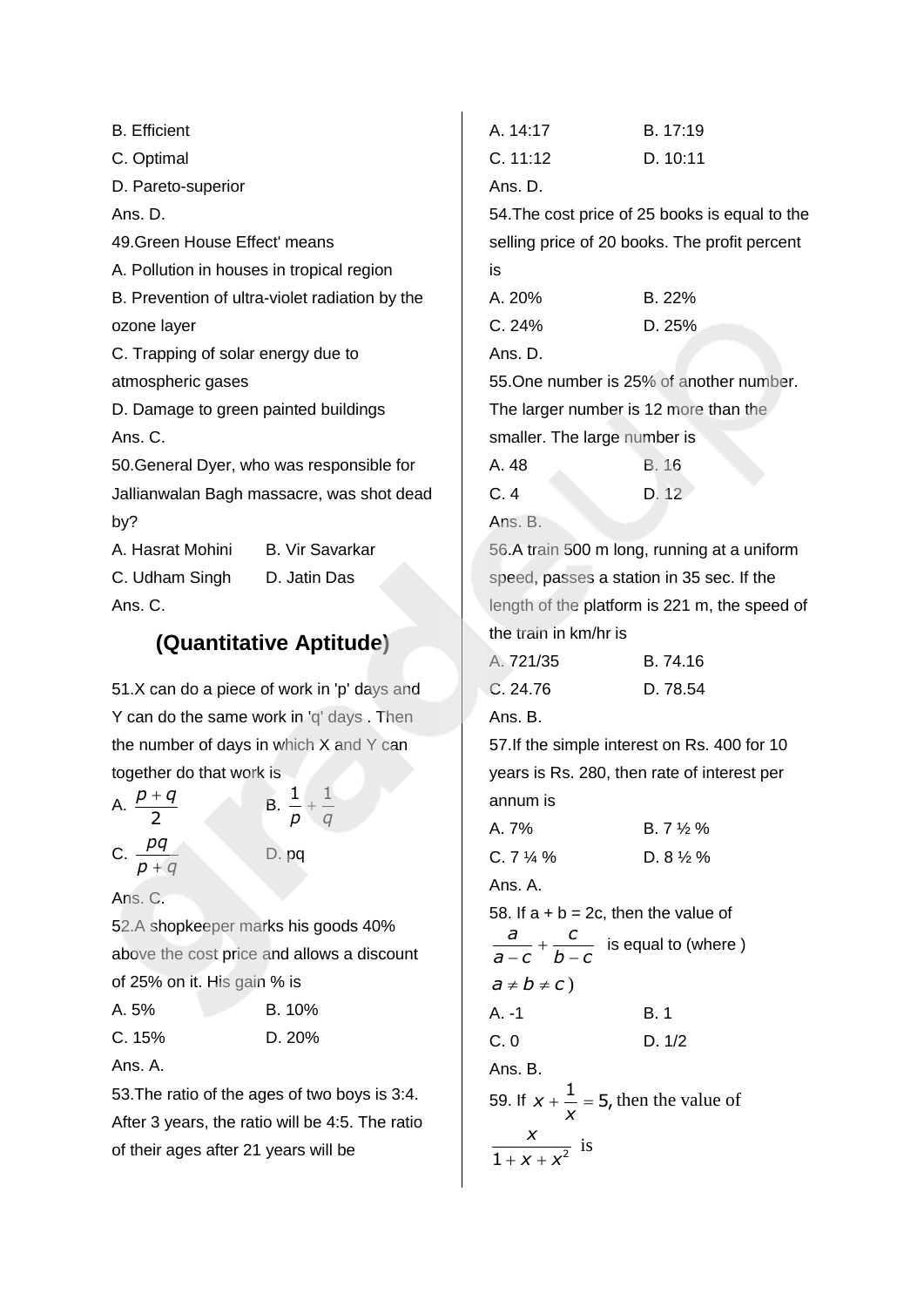B. Efficient

C. Optimal

D. Pareto-superior

Ans. D.

49.Green House Effect' means

A. Pollution in houses in tropical region

B. Prevention of ultra-violet radiation by the ozone layer

C. Trapping of solar energy due to atmospheric gases

D. Damage to green painted buildings

Ans. C.

50.General Dyer, who was responsible for Jallianwalan Bagh massacre, was shot dead by?

A. Hasrat Mohini B. Vir Savarkar

C. Udham Singh D. Jatin Das

Ans. C.

## (Quantitative Aptitude)

51.X can do a piece of work in 'p' days and Y can do the same work in 'q' days . Then the number of days in which X and Y can together do that work is

A. $\frac{p+q}{2}$ B. $\frac{1}{p}+\frac{1}{q}$

C. $\frac{pq}{p+q}$ D. pq

Ans. C.

52.A shopkeeper marks his goods 40% above the cost price and allows a discount of 25% on it. His gain % is

A. 5% B. 10%

C. 15% D. 20%

Ans. A.

53.The ratio of the ages of two boys is 3:4. After 3 years, the ratio will be 4:5. The ratio of their ages after 21 years will be

A. 14:17 B. 17:19

C. 11:12 D. 10:11

Ans. D.

54.The cost price of 25 books is equal to the selling price of 20 books. The profit percent is

A. 20% B. 22%

C. 24% D. 25%

Ans. D.

55.One number is 25% of another number. The larger number is 12 more than the smaller. The large number is

A. 48 B. 16

C. 4 D. 12

Ans. B.

56.A train 500 m long, running at a uniform speed, passes a station in 35 sec. If the length of the platform is 221 m, the speed of the train in km/hr is

A. 721/35 B. 74.16

C. 24.76 D. 78.54

Ans. B.

57.If the simple interest on Rs. 400 for 10 years is Rs. 280, then rate of interest per annum is

A. 7% B. 7 ½ %

C. 7 ¼ % D. 8 ½ %

Ans. A.

58. If a + b = 2c, then the value of $\frac{a}{a-c}+\frac{c}{b-c}$ is equal to (where $a \neq b \neq c$)

A. -1 B. 1

C. 0 D. 1/2

Ans. B.

59. If $x+\frac{1}{x}=5$, then the value of $\frac{x}{1+x+x^2}$ is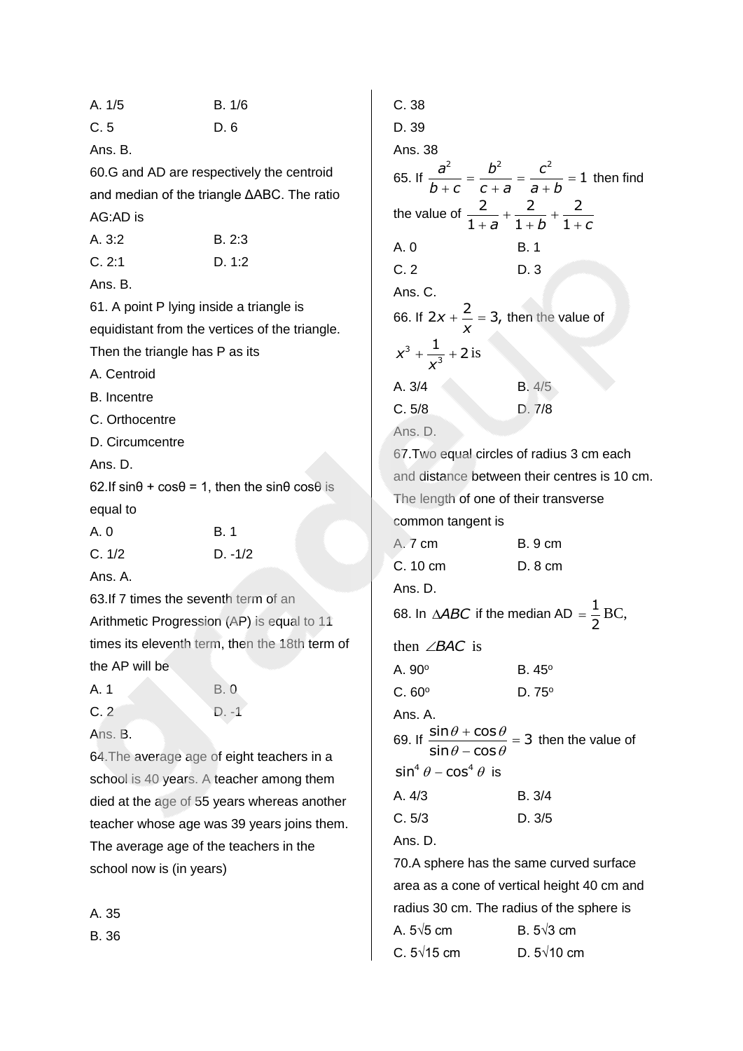A. 1/5 B. 1/6

C. 5 D. 6

Ans. B.

60.G and AD are respectively the centroid and median of the triangle ΔABC. The ratio AG:AD is

A. 3:2 B. 2:3

C. 2:1 D. 1:2

Ans. B.

61. A point P lying inside a triangle is equidistant from the vertices of the triangle. Then the triangle has P as its

A. Centroid

B. Incentre

C. Orthocentre

D. Circumcentre

Ans. D.

62.If sinθ + cosθ = 1, then the sinθ cosθ is equal to

A. 0 B. 1

C. 1/2 D. -1/2

Ans. A.

63.If 7 times the seventh term of an Arithmetic Progression (AP) is equal to 11 times its eleventh term, then the 18th term of the AP will be

A. 1 B. 0

C. 2 D. -1

Ans. B.

64.The average age of eight teachers in a school is 40 years. A teacher among them died at the age of 55 years whereas another teacher whose age was 39 years joins them. The average age of the teachers in the school now is (in years)

A. 35

B. 36

C. 38

D. 39

Ans. 38

65. If $\frac{a^2}{b+c} = \frac{b^2}{c+a} = \frac{c^2}{a+b} = 1$ then find the value of $\frac{2}{1+a} + \frac{2}{1+b} + \frac{2}{1+c}$

A. 0 B. 1

C. 2 D. 3

Ans. C.

66. If $2x + \frac{2}{x} = 3$, then the value of $x^3 + \frac{1}{x^3} + 2$ is

A. 3/4 B. 4/5

C. 5/8 D. 7/8

Ans. D.

67.Two equal circles of radius 3 cm each and distance between their centres is 10 cm. The length of one of their transverse common tangent is

A. 7 cm B. 9 cm

C. 10 cm D. 8 cm

Ans. D.

68. In $\Delta ABC$ if the median AD $= \frac{1}{2}$BC, then $\angle BAC$ is

A. 90° B. 45°

C. 60° D. 75°

Ans. A.

69. If $\frac{\sin\theta + \cos\theta}{\sin\theta - \cos\theta} = 3$ then the value of $\sin^4\theta - \cos^4\theta$ is

A. 4/3 B. 3/4

C. 5/3 D. 3/5

Ans. D.

70.A sphere has the same curved surface area as a cone of vertical height 40 cm and radius 30 cm. The radius of the sphere is

A. 5√5 cm B. 5√3 cm

C. 5√15 cm D. 5√10 cm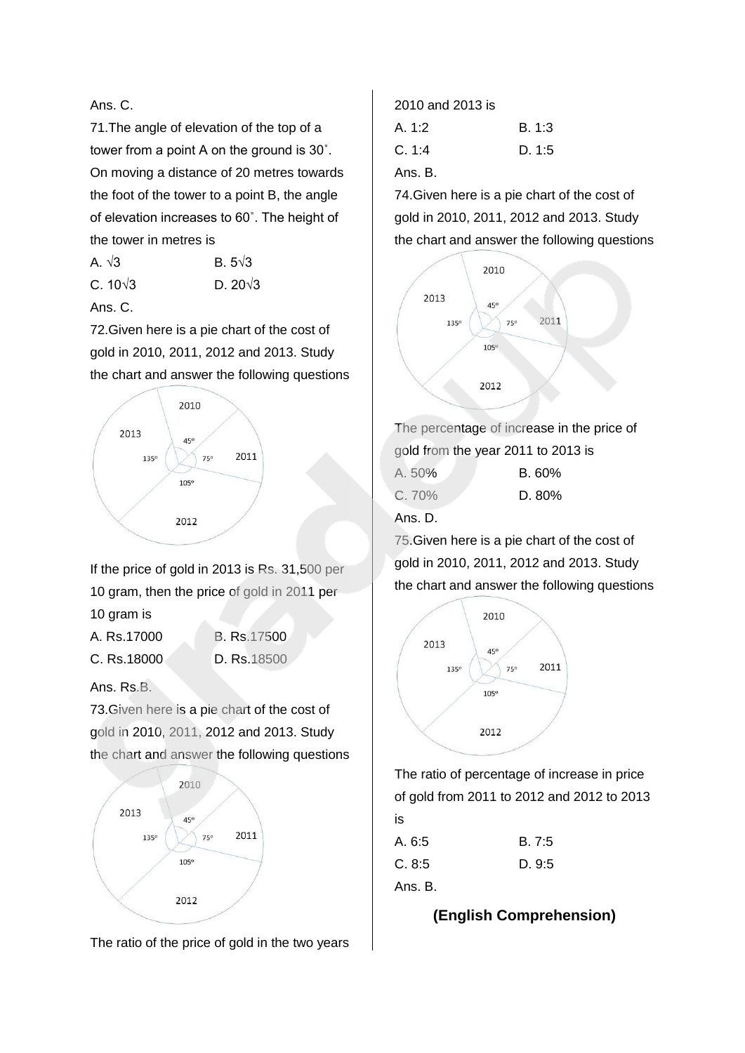Ans. C.

71.The angle of elevation of the top of a tower from a point A on the ground is 30˚. On moving a distance of 20 metres towards the foot of the tower to a point B, the angle of elevation increases to 60˚. The height of the tower in metres is

A. $\sqrt{3}$   B. $5\sqrt{3}$

C. $10\sqrt{3}$   D. $20\sqrt{3}$

Ans. C.

72.Given here is a pie chart of the cost of gold in 2010, 2011, 2012 and 2013. Study the chart and answer the following questions

2010 (45º), 2011 (75º), 2012 (105º), 2013 (135º)

If the price of gold in 2013 is Rs. 31,500 per 10 gram, then the price of gold in 2011 per 10 gram is

A. Rs.17000   B. Rs.17500

C. Rs.18000   D. Rs.18500

Ans. Rs.B.

73.Given here is a pie chart of the cost of gold in 2010, 2011, 2012 and 2013. Study the chart and answer the following questions

2010 (45º), 2011 (75º), 2012 (105º), 2013 (135º)

The ratio of the price of gold in the two years 2010 and 2013 is

A. 1:2   B. 1:3

C. 1:4   D. 1:5

Ans. B.

74.Given here is a pie chart of the cost of gold in 2010, 2011, 2012 and 2013. Study the chart and answer the following questions

2010 (45º), 2011 (75º), 2012 (105º), 2013 (135º)

The percentage of increase in the price of gold from the year 2011 to 2013 is

A. 50%   B. 60%

C. 70%   D. 80%

Ans. D.

75.Given here is a pie chart of the cost of gold in 2010, 2011, 2012 and 2013. Study the chart and answer the following questions

2010 (45º), 2011 (75º), 2012 (105º), 2013 (135º)

The ratio of percentage of increase in price of gold from 2011 to 2012 and 2012 to 2013 is

A. 6:5   B. 7:5

C. 8:5   D. 9:5

Ans. B.

## (English Comprehension)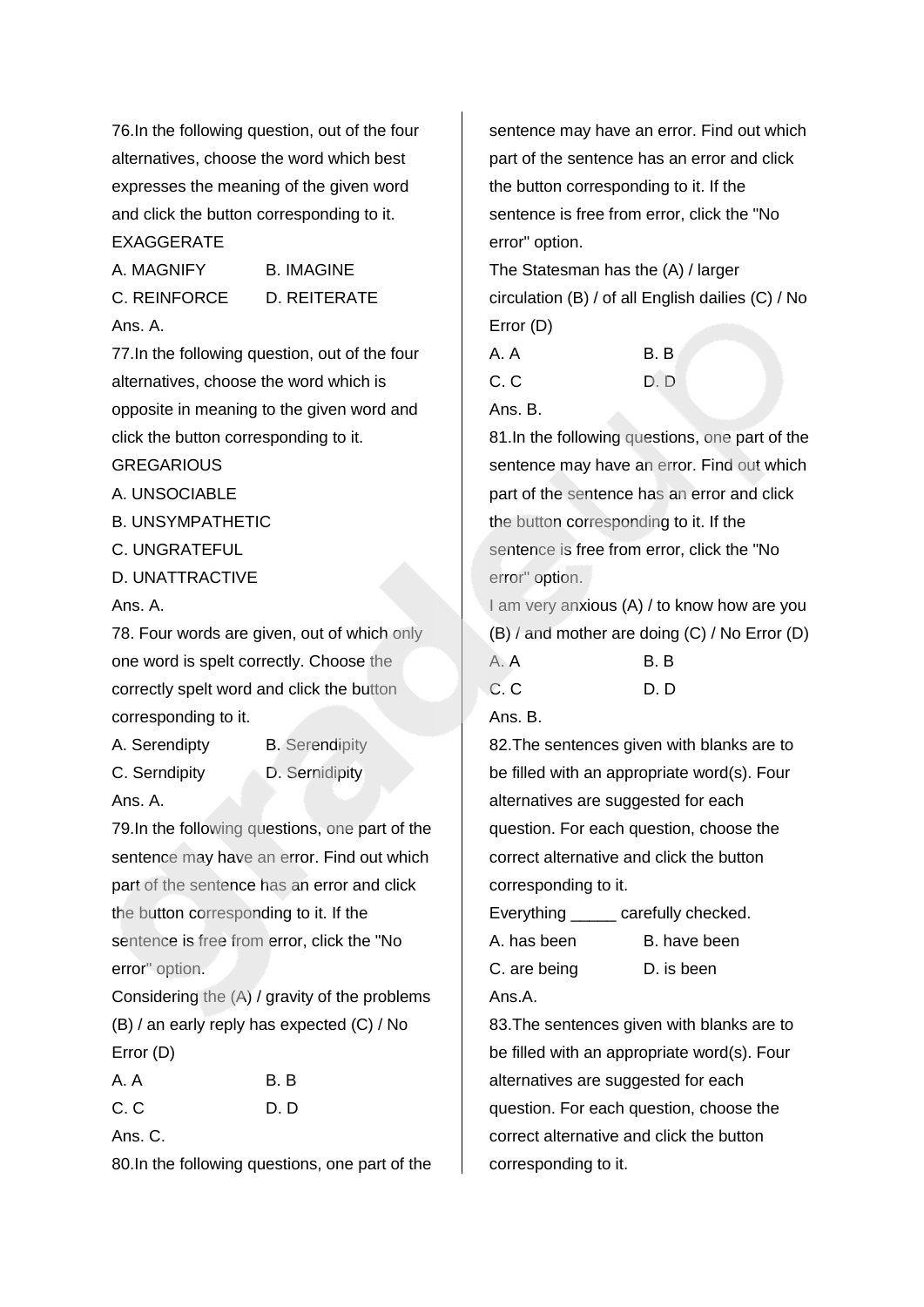76.In the following question, out of the four alternatives, choose the word which best expresses the meaning of the given word and click the button corresponding to it.

EXAGGERATE

A. MAGNIFY B. IMAGINE

C. REINFORCE D. REITERATE

Ans. A.

77.In the following question, out of the four alternatives, choose the word which is opposite in meaning to the given word and click the button corresponding to it.

GREGARIOUS

A. UNSOCIABLE

B. UNSYMPATHETIC

C. UNGRATEFUL

D. UNATTRACTIVE

Ans. A.

78. Four words are given, out of which only one word is spelt correctly. Choose the correctly spelt word and click the button corresponding to it.

A. Serendipty B. Serendipity

C. Serndipity D. Sernidipity

Ans. A.

79.In the following questions, one part of the sentence may have an error. Find out which part of the sentence has an error and click the button corresponding to it. If the sentence is free from error, click the "No error" option.

Considering the (A) / gravity of the problems (B) / an early reply has expected (C) / No Error (D)

A. A B. B

C. C D. D

Ans. C.

80.In the following questions, one part of the sentence may have an error. Find out which part of the sentence has an error and click the button corresponding to it. If the sentence is free from error, click the "No error" option.

The Statesman has the (A) / larger circulation (B) / of all English dailies (C) / No Error (D)

A. A B. B

C. C D. D

Ans. B.

81.In the following questions, one part of the sentence may have an error. Find out which part of the sentence has an error and click the button corresponding to it. If the sentence is free from error, click the "No error" option.

I am very anxious (A) / to know how are you (B) / and mother are doing (C) / No Error (D)

A. A B. B

C. C D. D

Ans. B.

82.The sentences given with blanks are to be filled with an appropriate word(s). Four alternatives are suggested for each question. For each question, choose the correct alternative and click the button corresponding to it.

Everything _____ carefully checked.

A. has been B. have been

C. are being D. is been

Ans.A.

83.The sentences given with blanks are to be filled with an appropriate word(s). Four alternatives are suggested for each question. For each question, choose the correct alternative and click the button corresponding to it.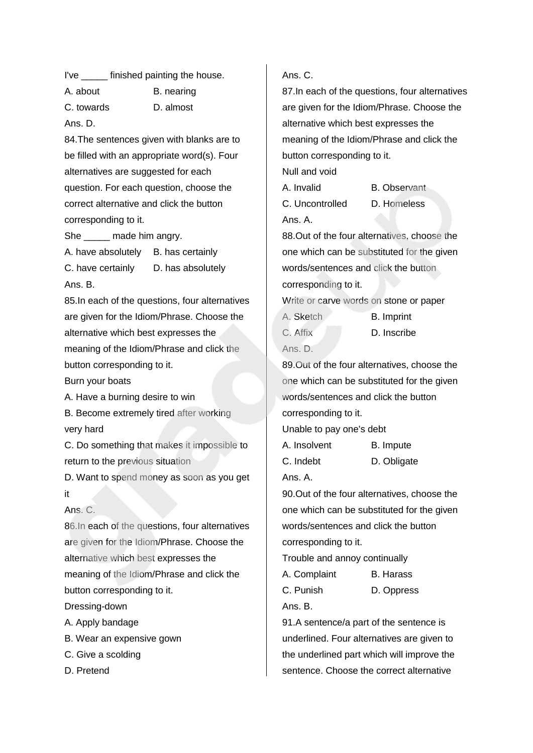I've _____ finished painting the house.

A. about B. nearing

C. towards D. almost

Ans. D.

84.The sentences given with blanks are to be filled with an appropriate word(s). Four alternatives are suggested for each question. For each question, choose the correct alternative and click the button corresponding to it.

She _____ made him angry.

A. have absolutely B. has certainly

C. have certainly D. has absolutely

Ans. B.

85.In each of the questions, four alternatives are given for the Idiom/Phrase. Choose the alternative which best expresses the meaning of the Idiom/Phrase and click the button corresponding to it.

Burn your boats

A. Have a burning desire to win

B. Become extremely tired after working very hard

C. Do something that makes it impossible to return to the previous situation

D. Want to spend money as soon as you get it

Ans. C.

86.In each of the questions, four alternatives are given for the Idiom/Phrase. Choose the alternative which best expresses the meaning of the Idiom/Phrase and click the button corresponding to it.

Dressing-down

A. Apply bandage

B. Wear an expensive gown

C. Give a scolding

D. Pretend

Ans. C.

87.In each of the questions, four alternatives are given for the Idiom/Phrase. Choose the alternative which best expresses the meaning of the Idiom/Phrase and click the button corresponding to it.

Null and void

A. Invalid B. Observant

C. Uncontrolled D. Homeless

Ans. A.

88.Out of the four alternatives, choose the one which can be substituted for the given words/sentences and click the button corresponding to it.

Write or carve words on stone or paper

A. Sketch B. Imprint

C. Affix D. Inscribe

Ans. D.

89.Out of the four alternatives, choose the one which can be substituted for the given words/sentences and click the button corresponding to it.

Unable to pay one's debt

A. Insolvent B. Impute

C. Indebt D. Obligate

Ans. A.

90.Out of the four alternatives, choose the one which can be substituted for the given words/sentences and click the button corresponding to it.

Trouble and annoy continually

A. Complaint B. Harass

C. Punish D. Oppress

Ans. B.

91.A sentence/a part of the sentence is underlined. Four alternatives are given to the underlined part which will improve the sentence. Choose the correct alternative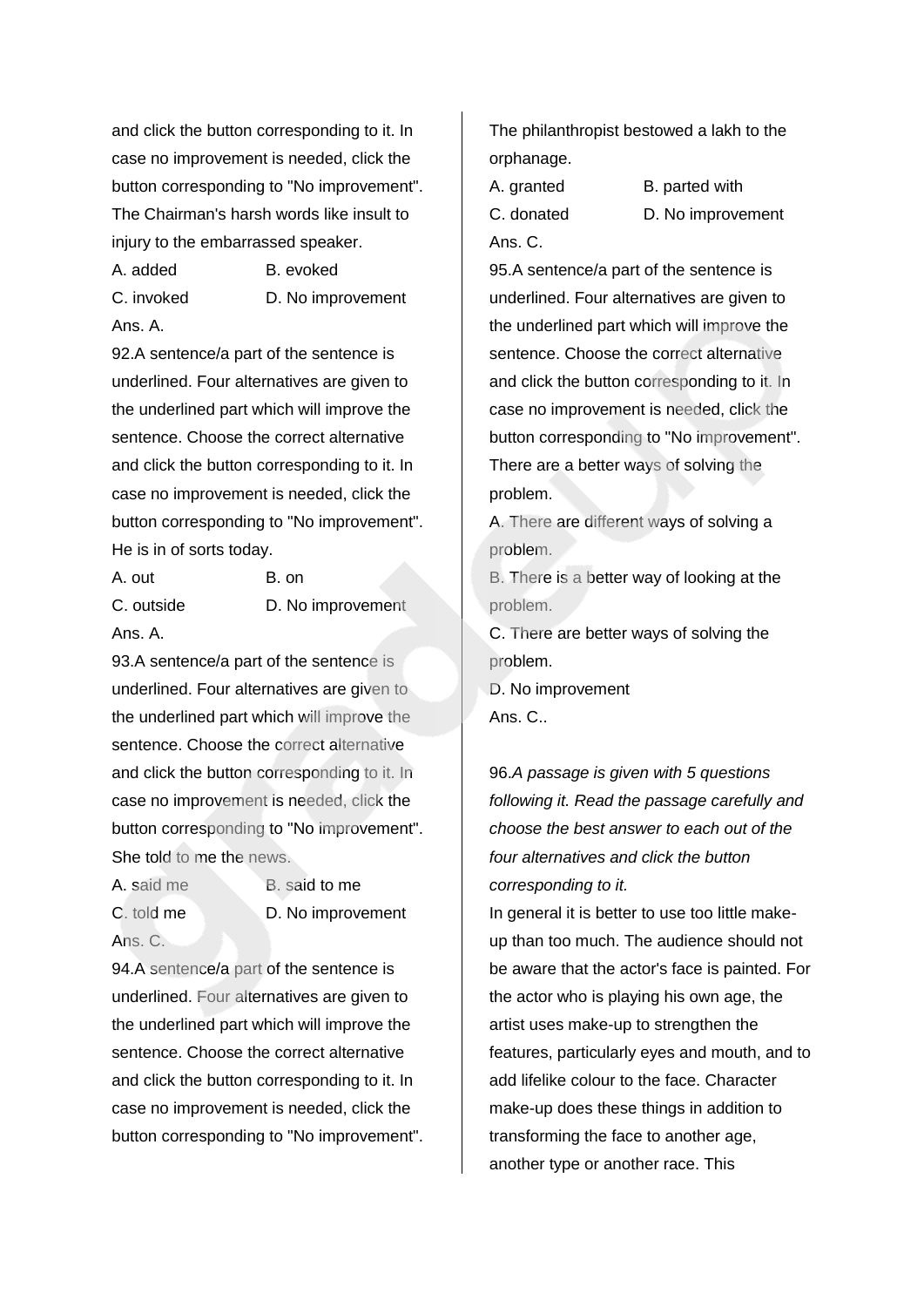and click the button corresponding to it. In case no improvement is needed, click the button corresponding to "No improvement".

The Chairman's harsh words like insult to injury to the embarrassed speaker.

A. added B. evoked

C. invoked D. No improvement

Ans. A.

92.A sentence/a part of the sentence is underlined. Four alternatives are given to the underlined part which will improve the sentence. Choose the correct alternative and click the button corresponding to it. In case no improvement is needed, click the button corresponding to "No improvement".

He is in of sorts today.

A. out B. on

C. outside D. No improvement

Ans. A.

93.A sentence/a part of the sentence is underlined. Four alternatives are given to the underlined part which will improve the sentence. Choose the correct alternative and click the button corresponding to it. In case no improvement is needed, click the button corresponding to "No improvement".

She told to me the news.

A. said me B. said to me

C. told me D. No improvement

Ans. C.

94.A sentence/a part of the sentence is underlined. Four alternatives are given to the underlined part which will improve the sentence. Choose the correct alternative and click the button corresponding to it. In case no improvement is needed, click the button corresponding to "No improvement".

The philanthropist bestowed a lakh to the orphanage.

A. granted B. parted with

C. donated D. No improvement

Ans. C.

95.A sentence/a part of the sentence is underlined. Four alternatives are given to the underlined part which will improve the sentence. Choose the correct alternative and click the button corresponding to it. In case no improvement is needed, click the button corresponding to "No improvement".

There are a better ways of solving the problem.

A. There are different ways of solving a problem.

B. There is a better way of looking at the problem.

C. There are better ways of solving the problem.

D. No improvement

Ans. C..

96.*A passage is given with 5 questions following it. Read the passage carefully and choose the best answer to each out of the four alternatives and click the button corresponding to it.*

In general it is better to use too little make-up than too much. The audience should not be aware that the actor's face is painted. For the actor who is playing his own age, the artist uses make-up to strengthen the features, particularly eyes and mouth, and to add lifelike colour to the face. Character make-up does these things in addition to transforming the face to another age, another type or another race. This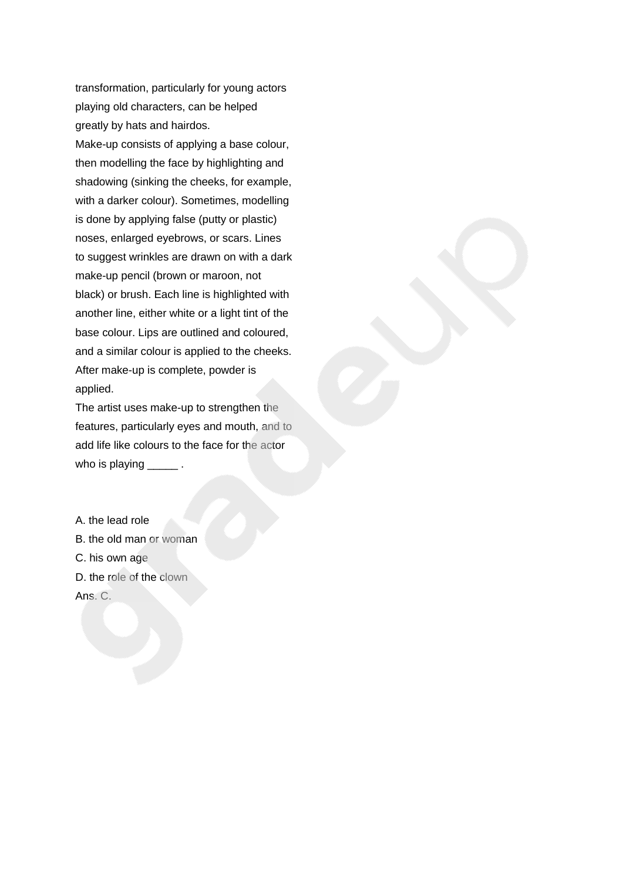transformation, particularly for young actors playing old characters, can be helped greatly by hats and hairdos.

Make-up consists of applying a base colour, then modelling the face by highlighting and shadowing (sinking the cheeks, for example, with a darker colour). Sometimes, modelling is done by applying false (putty or plastic) noses, enlarged eyebrows, or scars. Lines to suggest wrinkles are drawn on with a dark make-up pencil (brown or maroon, not black) or brush. Each line is highlighted with another line, either white or a light tint of the base colour. Lips are outlined and coloured, and a similar colour is applied to the cheeks. After make-up is complete, powder is applied.

The artist uses make-up to strengthen the features, particularly eyes and mouth, and to add life like colours to the face for the actor who is playing _____ .

A. the lead role

B. the old man or woman

C. his own age

D. the role of the clown

Ans. C.